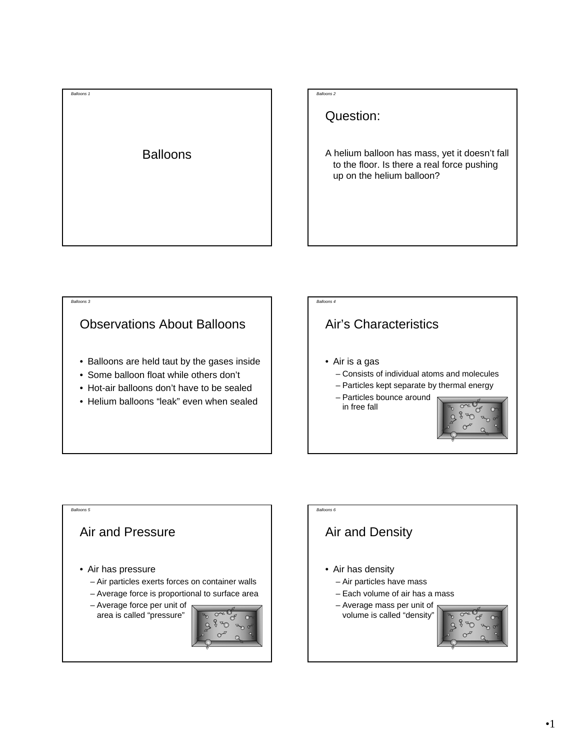# Balloons

## Question:

A helium balloon has mass, yet it doesn't fall to the floor. Is there a real force pushing up on the helium balloon?

## Observations About Balloons

- Balloons are held taut by the gases inside
- Some balloon float while others don't
- Hot-air balloons don't have to be sealed
- Helium balloons "leak" even when sealed

## Air's Characteristics

- Air is a gas
  - Consists of individual atoms and molecules
  - Particles kept separate by thermal energy
  - Particles bounce around in free fall

## Air and Pressure

- Air has pressure
  - Air particles exerts forces on container walls
  - Average force is proportional to surface area
  - Average force per unit of area is called "pressure"

## Air and Density

- Air has density
  - Air particles have mass
  - Each volume of air has a mass
  - Average mass per unit of volume is called "density"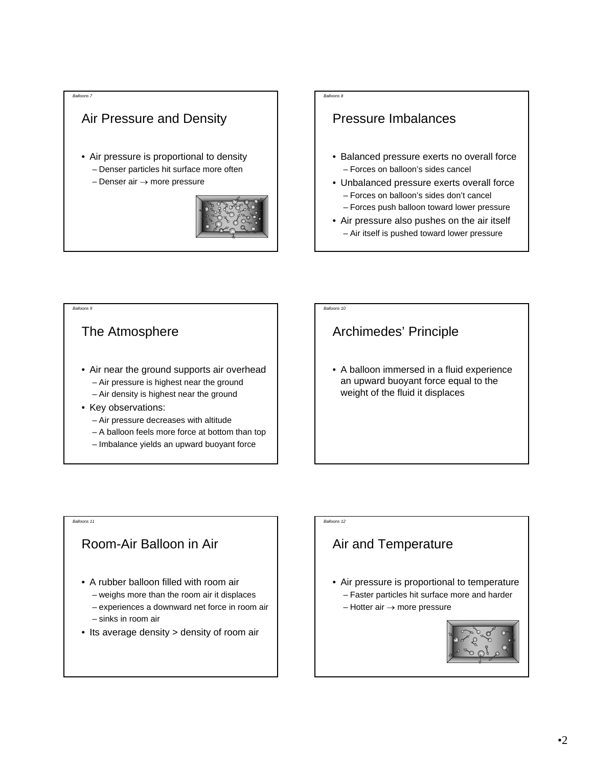## Air Pressure and Density

- Air pressure is proportional to density
  - Denser particles hit surface more often
  - Denser air → more pressure

## Pressure Imbalances

- Balanced pressure exerts no overall force
  - Forces on balloon's sides cancel
- Unbalanced pressure exerts overall force
  - Forces on balloon's sides don't cancel
  - Forces push balloon toward lower pressure
- Air pressure also pushes on the air itself
  - Air itself is pushed toward lower pressure

## The Atmosphere

- Air near the ground supports air overhead
  - Air pressure is highest near the ground
  - Air density is highest near the ground
- Key observations:
  - Air pressure decreases with altitude
  - A balloon feels more force at bottom than top
  - Imbalance yields an upward buoyant force

## Archimedes' Principle

- A balloon immersed in a fluid experience an upward buoyant force equal to the weight of the fluid it displaces

## Room-Air Balloon in Air

- A rubber balloon filled with room air
  - weighs more than the room air it displaces
  - experiences a downward net force in room air
  - sinks in room air
- Its average density > density of room air

## Air and Temperature

- Air pressure is proportional to temperature
  - Faster particles hit surface more and harder
  - Hotter air → more pressure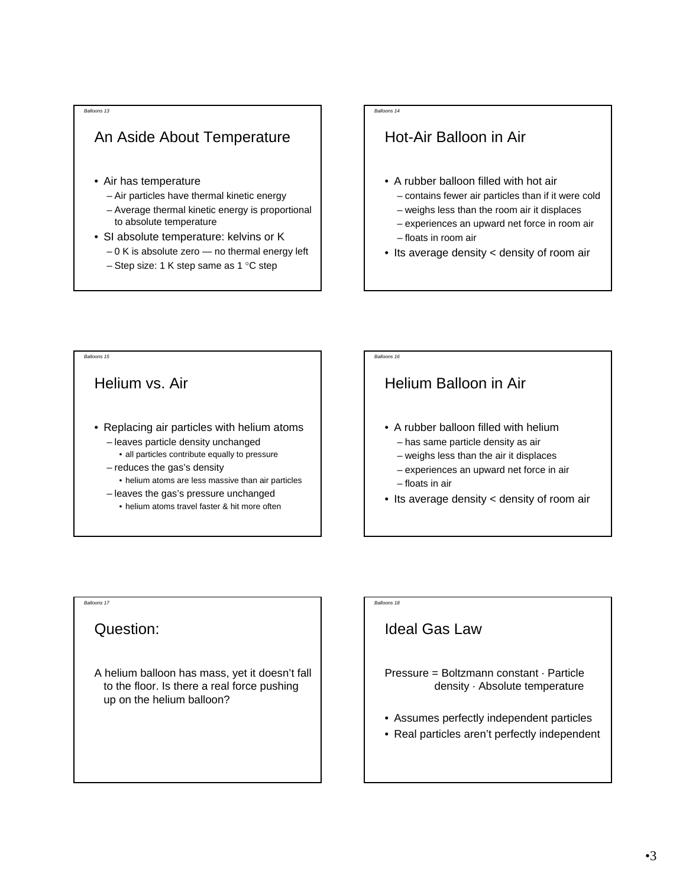## An Aside About Temperature

- Air has temperature
  - Air particles have thermal kinetic energy
  - Average thermal kinetic energy is proportional to absolute temperature
- SI absolute temperature: kelvins or K
  - 0 K is absolute zero — no thermal energy left
  - Step size: 1 K step same as 1 °C step

## Hot-Air Balloon in Air

- A rubber balloon filled with hot air
  - contains fewer air particles than if it were cold
  - weighs less than the room air it displaces
  - experiences an upward net force in room air
  - floats in room air
- Its average density < density of room air

## Helium vs. Air

- Replacing air particles with helium atoms
  - leaves particle density unchanged
    - all particles contribute equally to pressure
  - reduces the gas's density
    - helium atoms are less massive than air particles
  - leaves the gas's pressure unchanged
    - helium atoms travel faster & hit more often

## Helium Balloon in Air

- A rubber balloon filled with helium
  - has same particle density as air
  - weighs less than the air it displaces
  - experiences an upward net force in air
  - floats in air
- Its average density < density of room air

## Question:

A helium balloon has mass, yet it doesn't fall to the floor. Is there a real force pushing up on the helium balloon?

## Ideal Gas Law

Pressure = Boltzmann constant · Particle density · Absolute temperature

- Assumes perfectly independent particles
- Real particles aren't perfectly independent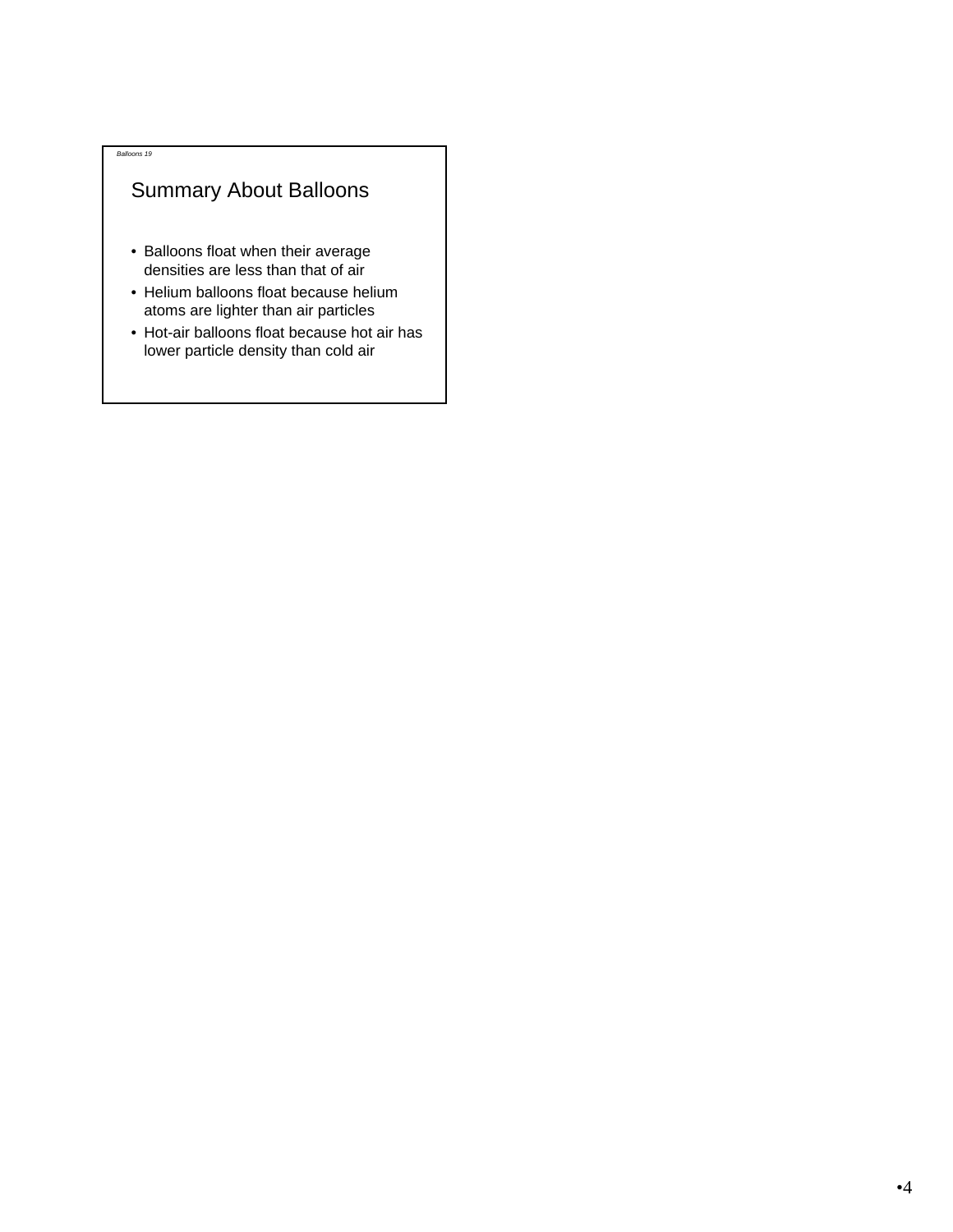*Balloons 19*

## Summary About Balloons

- Balloons float when their average densities are less than that of air
- Helium balloons float because helium atoms are lighter than air particles
- Hot-air balloons float because hot air has lower particle density than cold air